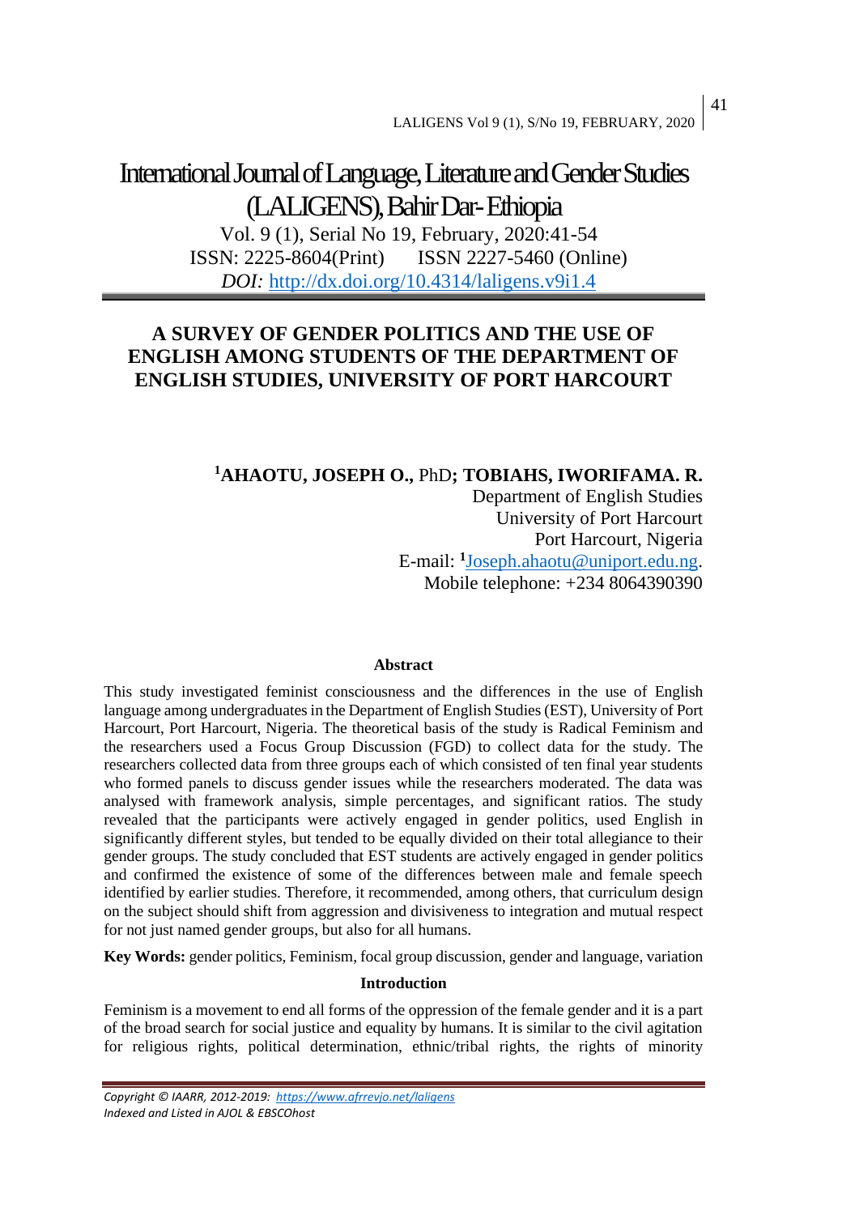International Journal of Language, Literature and Gender Studies (LALIGENS), Bahir Dar- Ethiopia

Vol. 9 (1), Serial No 19, February, 2020:41-54

ISSN: 2225-8604(Print) ISSN 2227-5460 (Online)

*DOI:* http://dx.doi.org/10.4314/laligens.v9i1.4

# A SURVEY OF GENDER POLITICS AND THE USE OF ENGLISH AMONG STUDENTS OF THE DEPARTMENT OF ENGLISH STUDIES, UNIVERSITY OF PORT HARCOURT

**[1]AHAOTU, JOSEPH O.,** PhD**; TOBIAHS, IWORIFAMA. R.**

Department of English Studies
University of Port Harcourt
Port Harcourt, Nigeria
E-mail: [1]Joseph.ahaotu@uniport.edu.ng.
Mobile telephone: +234 8064390390

### Abstract

This study investigated feminist consciousness and the differences in the use of English language among undergraduates in the Department of English Studies (EST), University of Port Harcourt, Port Harcourt, Nigeria. The theoretical basis of the study is Radical Feminism and the researchers used a Focus Group Discussion (FGD) to collect data for the study. The researchers collected data from three groups each of which consisted of ten final year students who formed panels to discuss gender issues while the researchers moderated. The data was analysed with framework analysis, simple percentages, and significant ratios. The study revealed that the participants were actively engaged in gender politics, used English in significantly different styles, but tended to be equally divided on their total allegiance to their gender groups. The study concluded that EST students are actively engaged in gender politics and confirmed the existence of some of the differences between male and female speech identified by earlier studies. Therefore, it recommended, among others, that curriculum design on the subject should shift from aggression and divisiveness to integration and mutual respect for not just named gender groups, but also for all humans.

**Key Words:** gender politics, Feminism, focal group discussion, gender and language, variation

### Introduction

Feminism is a movement to end all forms of the oppression of the female gender and it is a part of the broad search for social justice and equality by humans. It is similar to the civil agitation for religious rights, political determination, ethnic/tribal rights, the rights of minority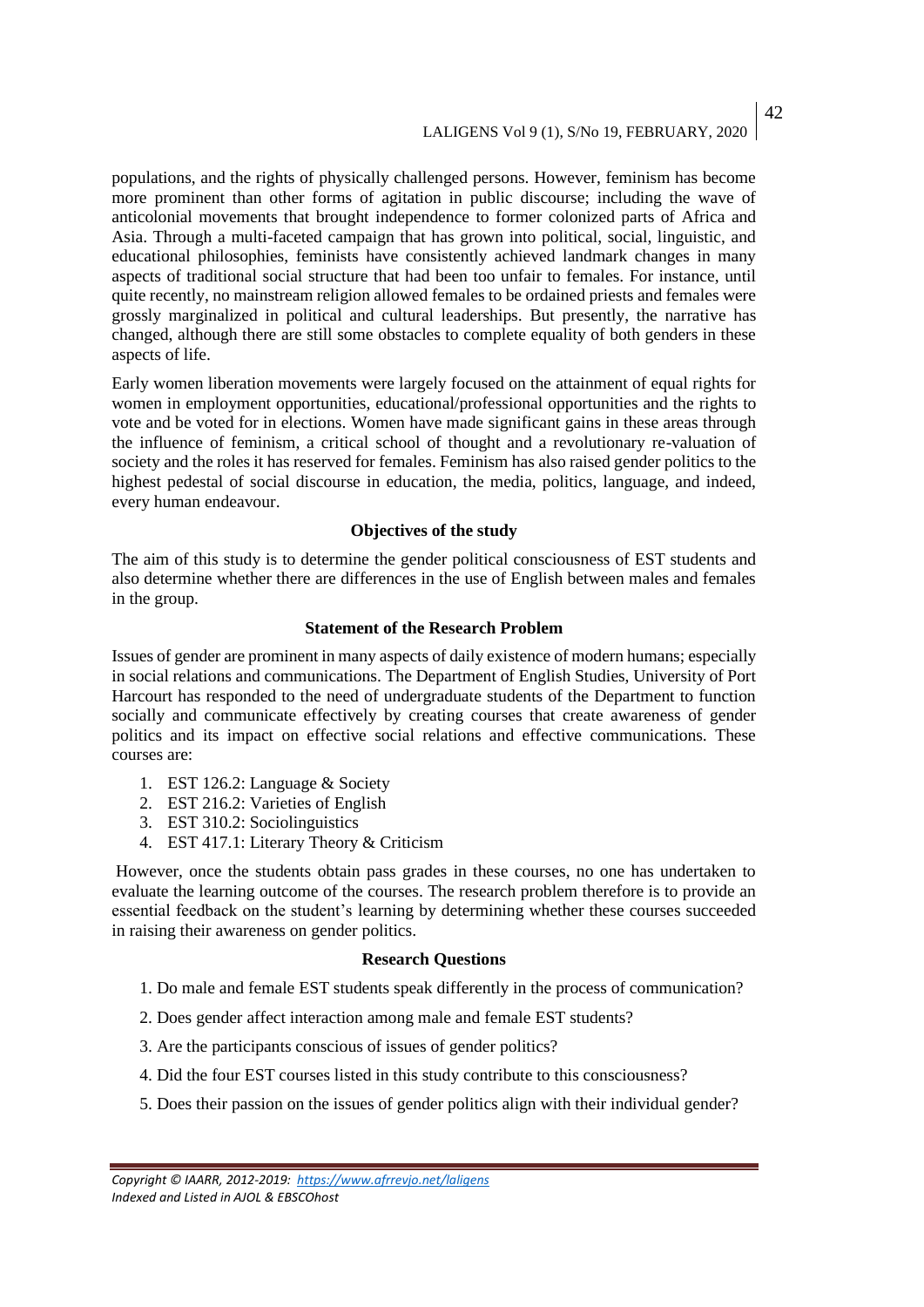populations, and the rights of physically challenged persons. However, feminism has become more prominent than other forms of agitation in public discourse; including the wave of anticolonial movements that brought independence to former colonized parts of Africa and Asia. Through a multi-faceted campaign that has grown into political, social, linguistic, and educational philosophies, feminists have consistently achieved landmark changes in many aspects of traditional social structure that had been too unfair to females. For instance, until quite recently, no mainstream religion allowed females to be ordained priests and females were grossly marginalized in political and cultural leaderships. But presently, the narrative has changed, although there are still some obstacles to complete equality of both genders in these aspects of life.

Early women liberation movements were largely focused on the attainment of equal rights for women in employment opportunities, educational/professional opportunities and the rights to vote and be voted for in elections. Women have made significant gains in these areas through the influence of feminism, a critical school of thought and a revolutionary re-valuation of society and the roles it has reserved for females. Feminism has also raised gender politics to the highest pedestal of social discourse in education, the media, politics, language, and indeed, every human endeavour.

### Objectives of the study

The aim of this study is to determine the gender political consciousness of EST students and also determine whether there are differences in the use of English between males and females in the group.

### Statement of the Research Problem

Issues of gender are prominent in many aspects of daily existence of modern humans; especially in social relations and communications. The Department of English Studies, University of Port Harcourt has responded to the need of undergraduate students of the Department to function socially and communicate effectively by creating courses that create awareness of gender politics and its impact on effective social relations and effective communications. These courses are:

1. EST 126.2: Language & Society
2. EST 216.2: Varieties of English
3. EST 310.2: Sociolinguistics
4. EST 417.1: Literary Theory & Criticism

However, once the students obtain pass grades in these courses, no one has undertaken to evaluate the learning outcome of the courses. The research problem therefore is to provide an essential feedback on the student's learning by determining whether these courses succeeded in raising their awareness on gender politics.

### Research Questions

1. Do male and female EST students speak differently in the process of communication?
2. Does gender affect interaction among male and female EST students?
3. Are the participants conscious of issues of gender politics?
4. Did the four EST courses listed in this study contribute to this consciousness?
5. Does their passion on the issues of gender politics align with their individual gender?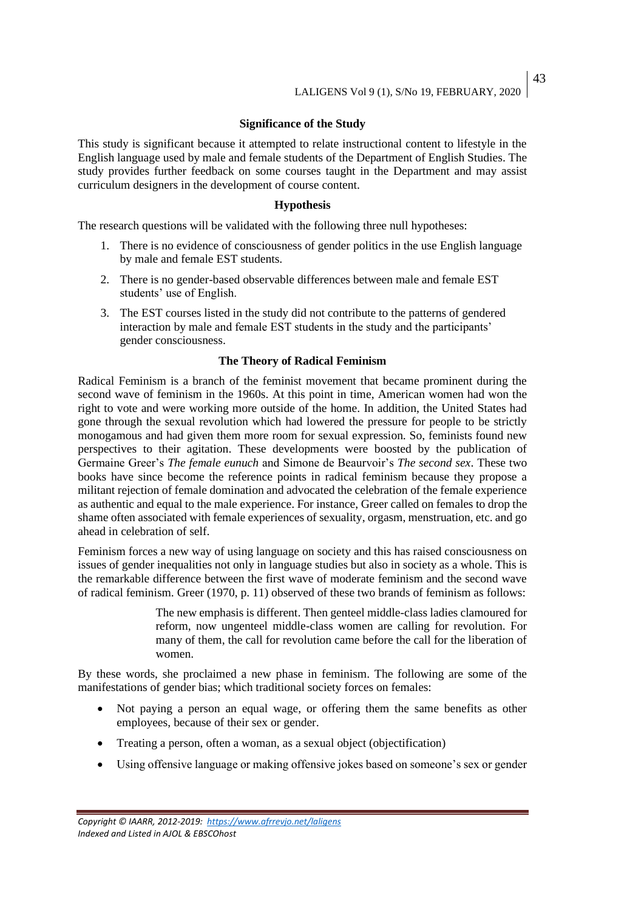### Significance of the Study

This study is significant because it attempted to relate instructional content to lifestyle in the English language used by male and female students of the Department of English Studies. The study provides further feedback on some courses taught in the Department and may assist curriculum designers in the development of course content.

### Hypothesis

The research questions will be validated with the following three null hypotheses:

1. There is no evidence of consciousness of gender politics in the use English language by male and female EST students.
2. There is no gender-based observable differences between male and female EST students' use of English.
3. The EST courses listed in the study did not contribute to the patterns of gendered interaction by male and female EST students in the study and the participants' gender consciousness.

### The Theory of Radical Feminism

Radical Feminism is a branch of the feminist movement that became prominent during the second wave of feminism in the 1960s. At this point in time, American women had won the right to vote and were working more outside of the home. In addition, the United States had gone through the sexual revolution which had lowered the pressure for people to be strictly monogamous and had given them more room for sexual expression. So, feminists found new perspectives to their agitation. These developments were boosted by the publication of Germaine Greer's *The female eunuch* and Simone de Beaurvoir's *The second sex*. These two books have since become the reference points in radical feminism because they propose a militant rejection of female domination and advocated the celebration of the female experience as authentic and equal to the male experience. For instance, Greer called on females to drop the shame often associated with female experiences of sexuality, orgasm, menstruation, etc. and go ahead in celebration of self.

Feminism forces a new way of using language on society and this has raised consciousness on issues of gender inequalities not only in language studies but also in society as a whole. This is the remarkable difference between the first wave of moderate feminism and the second wave of radical feminism. Greer (1970, p. 11) observed of these two brands of feminism as follows:

> The new emphasis is different. Then genteel middle-class ladies clamoured for reform, now ungenteel middle-class women are calling for revolution. For many of them, the call for revolution came before the call for the liberation of women.

By these words, she proclaimed a new phase in feminism. The following are some of the manifestations of gender bias; which traditional society forces on females:

- Not paying a person an equal wage, or offering them the same benefits as other employees, because of their sex or gender.
- Treating a person, often a woman, as a sexual object (objectification)
- Using offensive language or making offensive jokes based on someone's sex or gender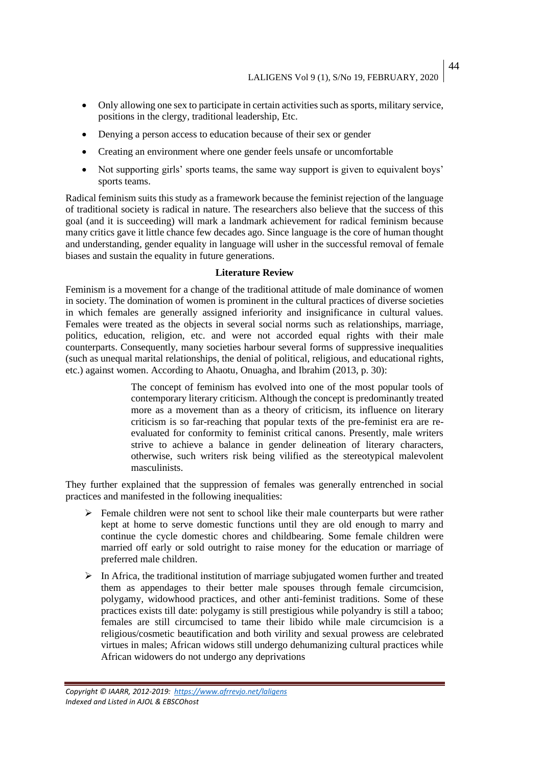- Only allowing one sex to participate in certain activities such as sports, military service, positions in the clergy, traditional leadership, Etc.
- Denying a person access to education because of their sex or gender
- Creating an environment where one gender feels unsafe or uncomfortable
- Not supporting girls' sports teams, the same way support is given to equivalent boys' sports teams.

Radical feminism suits this study as a framework because the feminist rejection of the language of traditional society is radical in nature. The researchers also believe that the success of this goal (and it is succeeding) will mark a landmark achievement for radical feminism because many critics gave it little chance few decades ago. Since language is the core of human thought and understanding, gender equality in language will usher in the successful removal of female biases and sustain the equality in future generations.

## Literature Review

Feminism is a movement for a change of the traditional attitude of male dominance of women in society. The domination of women is prominent in the cultural practices of diverse societies in which females are generally assigned inferiority and insignificance in cultural values. Females were treated as the objects in several social norms such as relationships, marriage, politics, education, religion, etc. and were not accorded equal rights with their male counterparts. Consequently, many societies harbour several forms of suppressive inequalities (such as unequal marital relationships, the denial of political, religious, and educational rights, etc.) against women. According to Ahaotu, Onuagha, and Ibrahim (2013, p. 30):

> The concept of feminism has evolved into one of the most popular tools of contemporary literary criticism. Although the concept is predominantly treated more as a movement than as a theory of criticism, its influence on literary criticism is so far-reaching that popular texts of the pre-feminist era are re-evaluated for conformity to feminist critical canons. Presently, male writers strive to achieve a balance in gender delineation of literary characters, otherwise, such writers risk being vilified as the stereotypical malevolent masculinists.

They further explained that the suppression of females was generally entrenched in social practices and manifested in the following inequalities:

- Female children were not sent to school like their male counterparts but were rather kept at home to serve domestic functions until they are old enough to marry and continue the cycle domestic chores and childbearing. Some female children were married off early or sold outright to raise money for the education or marriage of preferred male children.
- In Africa, the traditional institution of marriage subjugated women further and treated them as appendages to their better male spouses through female circumcision, polygamy, widowhood practices, and other anti-feminist traditions. Some of these practices exists till date: polygamy is still prestigious while polyandry is still a taboo; females are still circumcised to tame their libido while male circumcision is a religious/cosmetic beautification and both virility and sexual prowess are celebrated virtues in males; African widows still undergo dehumanizing cultural practices while African widowers do not undergo any deprivations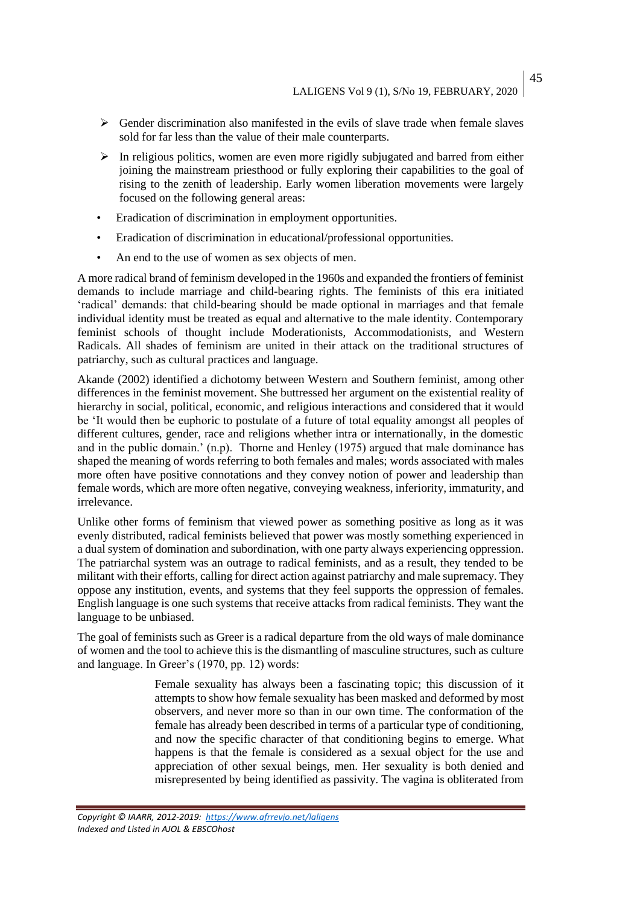- Gender discrimination also manifested in the evils of slave trade when female slaves sold for far less than the value of their male counterparts.
- In religious politics, women are even more rigidly subjugated and barred from either joining the mainstream priesthood or fully exploring their capabilities to the goal of rising to the zenith of leadership. Early women liberation movements were largely focused on the following general areas:

- Eradication of discrimination in employment opportunities.
- Eradication of discrimination in educational/professional opportunities.
- An end to the use of women as sex objects of men.

A more radical brand of feminism developed in the 1960s and expanded the frontiers of feminist demands to include marriage and child-bearing rights. The feminists of this era initiated 'radical' demands: that child-bearing should be made optional in marriages and that female individual identity must be treated as equal and alternative to the male identity. Contemporary feminist schools of thought include Moderationists, Accommodationists, and Western Radicals. All shades of feminism are united in their attack on the traditional structures of patriarchy, such as cultural practices and language.

Akande (2002) identified a dichotomy between Western and Southern feminist, among other differences in the feminist movement. She buttressed her argument on the existential reality of hierarchy in social, political, economic, and religious interactions and considered that it would be 'It would then be euphoric to postulate of a future of total equality amongst all peoples of different cultures, gender, race and religions whether intra or internationally, in the domestic and in the public domain.' (n.p). Thorne and Henley (1975) argued that male dominance has shaped the meaning of words referring to both females and males; words associated with males more often have positive connotations and they convey notion of power and leadership than female words, which are more often negative, conveying weakness, inferiority, immaturity, and irrelevance.

Unlike other forms of feminism that viewed power as something positive as long as it was evenly distributed, radical feminists believed that power was mostly something experienced in a dual system of domination and subordination, with one party always experiencing oppression. The patriarchal system was an outrage to radical feminists, and as a result, they tended to be militant with their efforts, calling for direct action against patriarchy and male supremacy. They oppose any institution, events, and systems that they feel supports the oppression of females. English language is one such systems that receive attacks from radical feminists. They want the language to be unbiased.

The goal of feminists such as Greer is a radical departure from the old ways of male dominance of women and the tool to achieve this is the dismantling of masculine structures, such as culture and language. In Greer's (1970, pp. 12) words:

> Female sexuality has always been a fascinating topic; this discussion of it attempts to show how female sexuality has been masked and deformed by most observers, and never more so than in our own time. The conformation of the female has already been described in terms of a particular type of conditioning, and now the specific character of that conditioning begins to emerge. What happens is that the female is considered as a sexual object for the use and appreciation of other sexual beings, men. Her sexuality is both denied and misrepresented by being identified as passivity. The vagina is obliterated from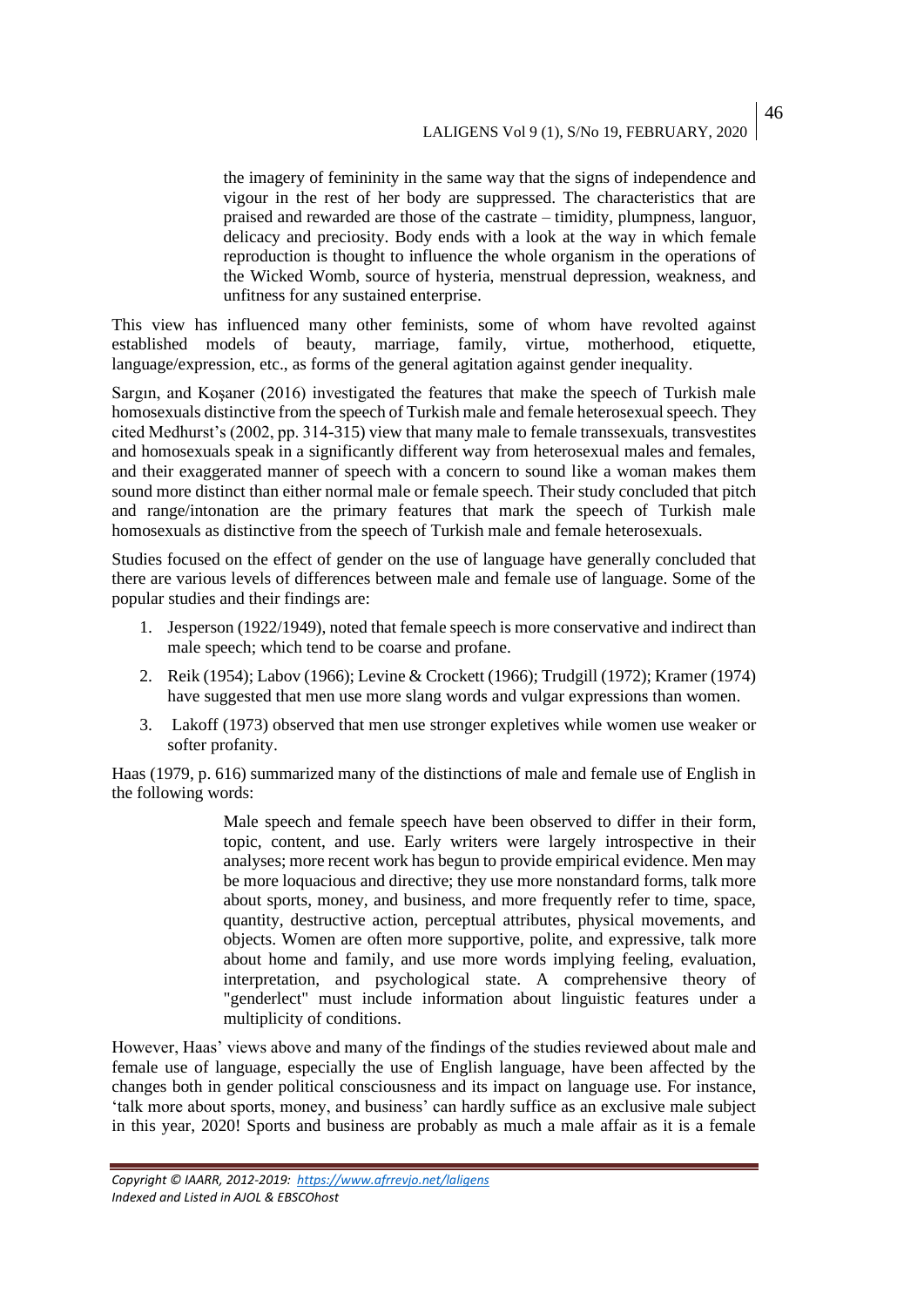> the imagery of femininity in the same way that the signs of independence and vigour in the rest of her body are suppressed. The characteristics that are praised and rewarded are those of the castrate – timidity, plumpness, languor, delicacy and preciosity. Body ends with a look at the way in which female reproduction is thought to influence the whole organism in the operations of the Wicked Womb, source of hysteria, menstrual depression, weakness, and unfitness for any sustained enterprise.

This view has influenced many other feminists, some of whom have revolted against established models of beauty, marriage, family, virtue, motherhood, etiquette, language/expression, etc., as forms of the general agitation against gender inequality.

Sargın, and Koşaner (2016) investigated the features that make the speech of Turkish male homosexuals distinctive from the speech of Turkish male and female heterosexual speech. They cited Medhurst's (2002, pp. 314-315) view that many male to female transsexuals, transvestites and homosexuals speak in a significantly different way from heterosexual males and females, and their exaggerated manner of speech with a concern to sound like a woman makes them sound more distinct than either normal male or female speech. Their study concluded that pitch and range/intonation are the primary features that mark the speech of Turkish male homosexuals as distinctive from the speech of Turkish male and female heterosexuals.

Studies focused on the effect of gender on the use of language have generally concluded that there are various levels of differences between male and female use of language. Some of the popular studies and their findings are:

1. Jesperson (1922/1949), noted that female speech is more conservative and indirect than male speech; which tend to be coarse and profane.
2. Reik (1954); Labov (1966); Levine & Crockett (1966); Trudgill (1972); Kramer (1974) have suggested that men use more slang words and vulgar expressions than women.
3. Lakoff (1973) observed that men use stronger expletives while women use weaker or softer profanity.

Haas (1979, p. 616) summarized many of the distinctions of male and female use of English in the following words:

> Male speech and female speech have been observed to differ in their form, topic, content, and use. Early writers were largely introspective in their analyses; more recent work has begun to provide empirical evidence. Men may be more loquacious and directive; they use more nonstandard forms, talk more about sports, money, and business, and more frequently refer to time, space, quantity, destructive action, perceptual attributes, physical movements, and objects. Women are often more supportive, polite, and expressive, talk more about home and family, and use more words implying feeling, evaluation, interpretation, and psychological state. A comprehensive theory of "genderlect" must include information about linguistic features under a multiplicity of conditions.

However, Haas' views above and many of the findings of the studies reviewed about male and female use of language, especially the use of English language, have been affected by the changes both in gender political consciousness and its impact on language use. For instance, 'talk more about sports, money, and business' can hardly suffice as an exclusive male subject in this year, 2020! Sports and business are probably as much a male affair as it is a female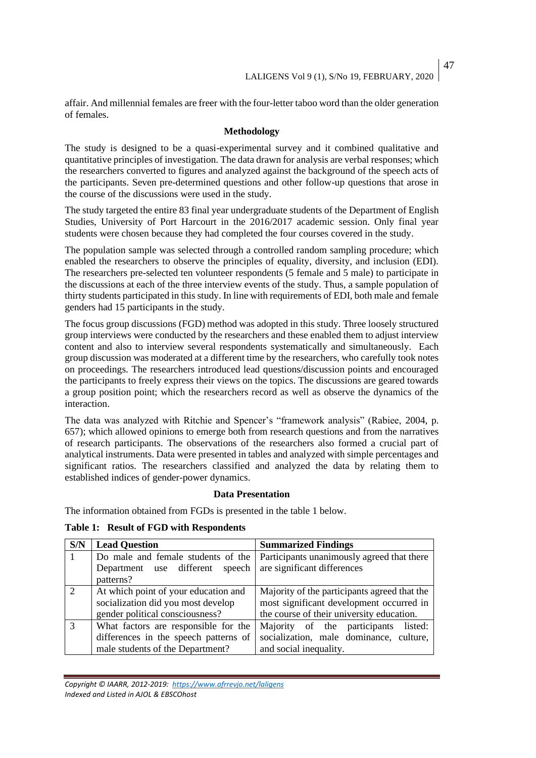affair. And millennial females are freer with the four-letter taboo word than the older generation of females.

## Methodology

The study is designed to be a quasi-experimental survey and it combined qualitative and quantitative principles of investigation. The data drawn for analysis are verbal responses; which the researchers converted to figures and analyzed against the background of the speech acts of the participants. Seven pre-determined questions and other follow-up questions that arose in the course of the discussions were used in the study.

The study targeted the entire 83 final year undergraduate students of the Department of English Studies, University of Port Harcourt in the 2016/2017 academic session. Only final year students were chosen because they had completed the four courses covered in the study.

The population sample was selected through a controlled random sampling procedure; which enabled the researchers to observe the principles of equality, diversity, and inclusion (EDI). The researchers pre-selected ten volunteer respondents (5 female and 5 male) to participate in the discussions at each of the three interview events of the study. Thus, a sample population of thirty students participated in this study. In line with requirements of EDI, both male and female genders had 15 participants in the study.

The focus group discussions (FGD) method was adopted in this study. Three loosely structured group interviews were conducted by the researchers and these enabled them to adjust interview content and also to interview several respondents systematically and simultaneously. Each group discussion was moderated at a different time by the researchers, who carefully took notes on proceedings. The researchers introduced lead questions/discussion points and encouraged the participants to freely express their views on the topics. The discussions are geared towards a group position point; which the researchers record as well as observe the dynamics of the interaction.

The data was analyzed with Ritchie and Spencer's "framework analysis" (Rabiee, 2004, p. 657); which allowed opinions to emerge both from research questions and from the narratives of research participants. The observations of the researchers also formed a crucial part of analytical instruments. Data were presented in tables and analyzed with simple percentages and significant ratios. The researchers classified and analyzed the data by relating them to established indices of gender-power dynamics.

## Data Presentation

The information obtained from FGDs is presented in the table 1 below.

**Table 1: Result of FGD with Respondents**

| S/N | Lead Question | Summarized Findings |
|---|---|---|
| 1 | Do male and female students of the Department use different speech patterns? | Participants unanimously agreed that there are significant differences |
| 2 | At which point of your education and socialization did you most develop gender political consciousness? | Majority of the participants agreed that the most significant development occurred in the course of their university education. |
| 3 | What factors are responsible for the differences in the speech patterns of male students of the Department? | Majority of the participants listed: socialization, male dominance, culture, and social inequality. |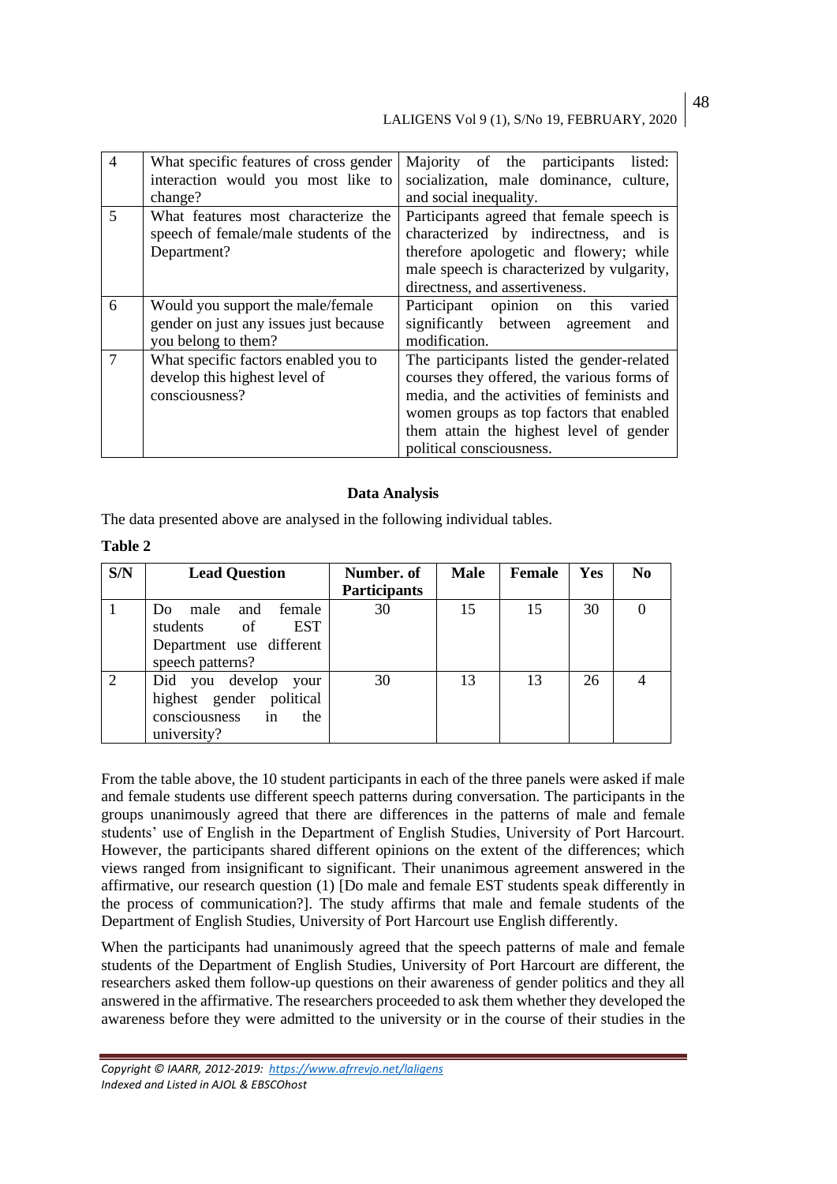| 4 | What specific features of cross gender interaction would you most like to change? | Majority of the participants listed: socialization, male dominance, culture, and social inequality. |
|---|---|---|
| 5 | What features most characterize the speech of female/male students of the Department? | Participants agreed that female speech is characterized by indirectness, and is therefore apologetic and flowery; while male speech is characterized by vulgarity, directness, and assertiveness. |
| 6 | Would you support the male/female gender on just any issues just because you belong to them? | Participant opinion on this varied significantly between agreement and modification. |
| 7 | What specific factors enabled you to develop this highest level of consciousness? | The participants listed the gender-related courses they offered, the various forms of media, and the activities of feminists and women groups as top factors that enabled them attain the highest level of gender political consciousness. |

**Data Analysis**

The data presented above are analysed in the following individual tables.

**Table 2**

| S/N | Lead Question | Number. of Participants | Male | Female | Yes | No |
|---|---|---|---|---|---|---|
| 1 | Do male and female students of EST Department use different speech patterns? | 30 | 15 | 15 | 30 | 0 |
| 2 | Did you develop your highest gender political consciousness in the university? | 30 | 13 | 13 | 26 | 4 |

From the table above, the 10 student participants in each of the three panels were asked if male and female students use different speech patterns during conversation. The participants in the groups unanimously agreed that there are differences in the patterns of male and female students' use of English in the Department of English Studies, University of Port Harcourt. However, the participants shared different opinions on the extent of the differences; which views ranged from insignificant to significant. Their unanimous agreement answered in the affirmative, our research question (1) [Do male and female EST students speak differently in the process of communication?]. The study affirms that male and female students of the Department of English Studies, University of Port Harcourt use English differently.

When the participants had unanimously agreed that the speech patterns of male and female students of the Department of English Studies, University of Port Harcourt are different, the researchers asked them follow-up questions on their awareness of gender politics and they all answered in the affirmative. The researchers proceeded to ask them whether they developed the awareness before they were admitted to the university or in the course of their studies in the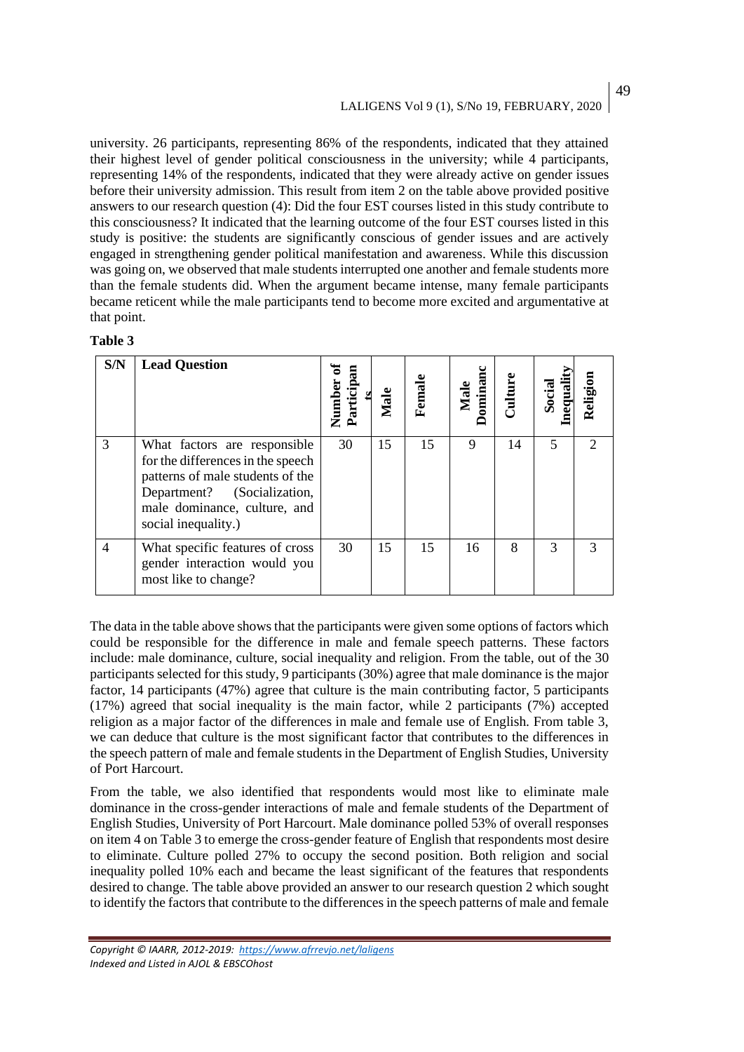university. 26 participants, representing 86% of the respondents, indicated that they attained their highest level of gender political consciousness in the university; while 4 participants, representing 14% of the respondents, indicated that they were already active on gender issues before their university admission. This result from item 2 on the table above provided positive answers to our research question (4): Did the four EST courses listed in this study contribute to this consciousness? It indicated that the learning outcome of the four EST courses listed in this study is positive: the students are significantly conscious of gender issues and are actively engaged in strengthening gender political manifestation and awareness. While this discussion was going on, we observed that male students interrupted one another and female students more than the female students did. When the argument became intense, many female participants became reticent while the male participants tend to become more excited and argumentative at that point.

**Table 3**

| S/N | Lead Question | Number of Participants | Male | Female | Male Dominance | Culture | Social Inequality | Religion |
|---|---|---|---|---|---|---|---|---|
| 3 | What factors are responsible for the differences in the speech patterns of male students of the Department? (Socialization, male dominance, culture, and social inequality.) | 30 | 15 | 15 | 9 | 14 | 5 | 2 |
| 4 | What specific features of cross gender interaction would you most like to change? | 30 | 15 | 15 | 16 | 8 | 3 | 3 |

The data in the table above shows that the participants were given some options of factors which could be responsible for the difference in male and female speech patterns. These factors include: male dominance, culture, social inequality and religion. From the table, out of the 30 participants selected for this study, 9 participants (30%) agree that male dominance is the major factor, 14 participants (47%) agree that culture is the main contributing factor, 5 participants (17%) agreed that social inequality is the main factor, while 2 participants (7%) accepted religion as a major factor of the differences in male and female use of English. From table 3, we can deduce that culture is the most significant factor that contributes to the differences in the speech pattern of male and female students in the Department of English Studies, University of Port Harcourt.

From the table, we also identified that respondents would most like to eliminate male dominance in the cross-gender interactions of male and female students of the Department of English Studies, University of Port Harcourt. Male dominance polled 53% of overall responses on item 4 on Table 3 to emerge the cross-gender feature of English that respondents most desire to eliminate. Culture polled 27% to occupy the second position. Both religion and social inequality polled 10% each and became the least significant of the features that respondents desired to change. The table above provided an answer to our research question 2 which sought to identify the factors that contribute to the differences in the speech patterns of male and female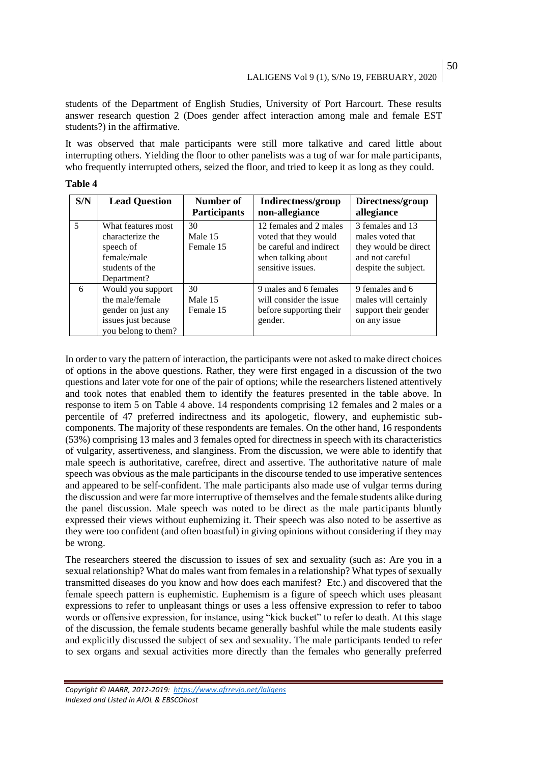students of the Department of English Studies, University of Port Harcourt. These results answer research question 2 (Does gender affect interaction among male and female EST students?) in the affirmative.

It was observed that male participants were still more talkative and cared little about interrupting others. Yielding the floor to other panelists was a tug of war for male participants, who frequently interrupted others, seized the floor, and tried to keep it as long as they could.

**Table 4**

| S/N | Lead Question | Number of Participants | Indirectness/group non-allegiance | Directness/group allegiance |
|---|---|---|---|---|
| 5 | What features most characterize the speech of female/male students of the Department? | 30 Male 15 Female 15 | 12 females and 2 males voted that they would be careful and indirect when talking about sensitive issues. | 3 females and 13 males voted that they would be direct and not careful despite the subject. |
| 6 | Would you support the male/female gender on just any issues just because you belong to them? | 30 Male 15 Female 15 | 9 males and 6 females will consider the issue before supporting their gender. | 9 females and 6 males will certainly support their gender on any issue |

In order to vary the pattern of interaction, the participants were not asked to make direct choices of options in the above questions. Rather, they were first engaged in a discussion of the two questions and later vote for one of the pair of options; while the researchers listened attentively and took notes that enabled them to identify the features presented in the table above. In response to item 5 on Table 4 above. 14 respondents comprising 12 females and 2 males or a percentile of 47 preferred indirectness and its apologetic, flowery, and euphemistic sub-components. The majority of these respondents are females. On the other hand, 16 respondents (53%) comprising 13 males and 3 females opted for directness in speech with its characteristics of vulgarity, assertiveness, and slanginess. From the discussion, we were able to identify that male speech is authoritative, carefree, direct and assertive. The authoritative nature of male speech was obvious as the male participants in the discourse tended to use imperative sentences and appeared to be self-confident. The male participants also made use of vulgar terms during the discussion and were far more interruptive of themselves and the female students alike during the panel discussion. Male speech was noted to be direct as the male participants bluntly expressed their views without euphemizing it. Their speech was also noted to be assertive as they were too confident (and often boastful) in giving opinions without considering if they may be wrong.

The researchers steered the discussion to issues of sex and sexuality (such as: Are you in a sexual relationship? What do males want from females in a relationship? What types of sexually transmitted diseases do you know and how does each manifest? Etc.) and discovered that the female speech pattern is euphemistic. Euphemism is a figure of speech which uses pleasant expressions to refer to unpleasant things or uses a less offensive expression to refer to taboo words or offensive expression, for instance, using "kick bucket" to refer to death. At this stage of the discussion, the female students became generally bashful while the male students easily and explicitly discussed the subject of sex and sexuality. The male participants tended to refer to sex organs and sexual activities more directly than the females who generally preferred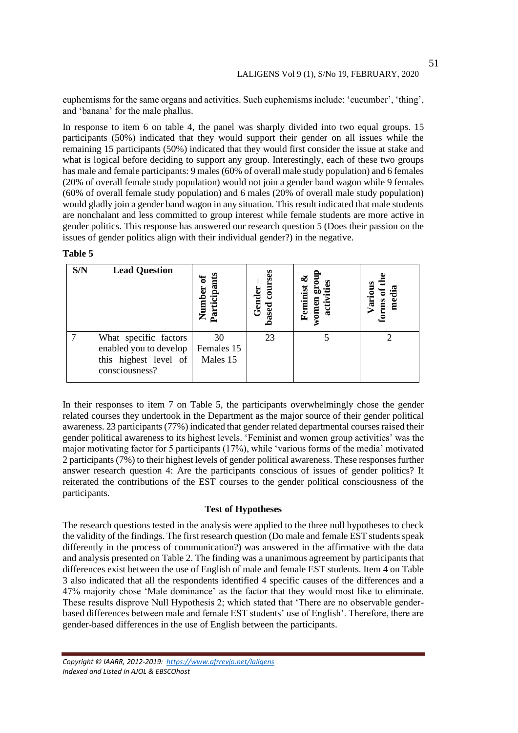euphemisms for the same organs and activities. Such euphemisms include: 'cucumber', 'thing', and 'banana' for the male phallus.

In response to item 6 on table 4, the panel was sharply divided into two equal groups. 15 participants (50%) indicated that they would support their gender on all issues while the remaining 15 participants (50%) indicated that they would first consider the issue at stake and what is logical before deciding to support any group. Interestingly, each of these two groups has male and female participants: 9 males (60% of overall male study population) and 6 females (20% of overall female study population) would not join a gender band wagon while 9 females (60% of overall female study population) and 6 males (20% of overall male study population) would gladly join a gender band wagon in any situation. This result indicated that male students are nonchalant and less committed to group interest while female students are more active in gender politics. This response has answered our research question 5 (Does their passion on the issues of gender politics align with their individual gender?) in the negative.

**Table 5**

| S/N | Lead Question | Number of Participants | Gender – based courses | Feminist & women group activities | Various forms of the media |
|---|---|---|---|---|---|
| 7 | What specific factors enabled you to develop this highest level of consciousness? | 30 Females 15 Males 15 | 23 | 5 | 2 |

In their responses to item 7 on Table 5, the participants overwhelmingly chose the gender related courses they undertook in the Department as the major source of their gender political awareness. 23 participants (77%) indicated that gender related departmental courses raised their gender political awareness to its highest levels. 'Feminist and women group activities' was the major motivating factor for 5 participants (17%), while 'various forms of the media' motivated 2 participants (7%) to their highest levels of gender political awareness. These responses further answer research question 4: Are the participants conscious of issues of gender politics? It reiterated the contributions of the EST courses to the gender political consciousness of the participants.

**Test of Hypotheses**

The research questions tested in the analysis were applied to the three null hypotheses to check the validity of the findings. The first research question (Do male and female EST students speak differently in the process of communication?) was answered in the affirmative with the data and analysis presented on Table 2. The finding was a unanimous agreement by participants that differences exist between the use of English of male and female EST students. Item 4 on Table 3 also indicated that all the respondents identified 4 specific causes of the differences and a 47% majority chose 'Male dominance' as the factor that they would most like to eliminate. These results disprove Null Hypothesis 2; which stated that 'There are no observable gender-based differences between male and female EST students' use of English'. Therefore, there are gender-based differences in the use of English between the participants.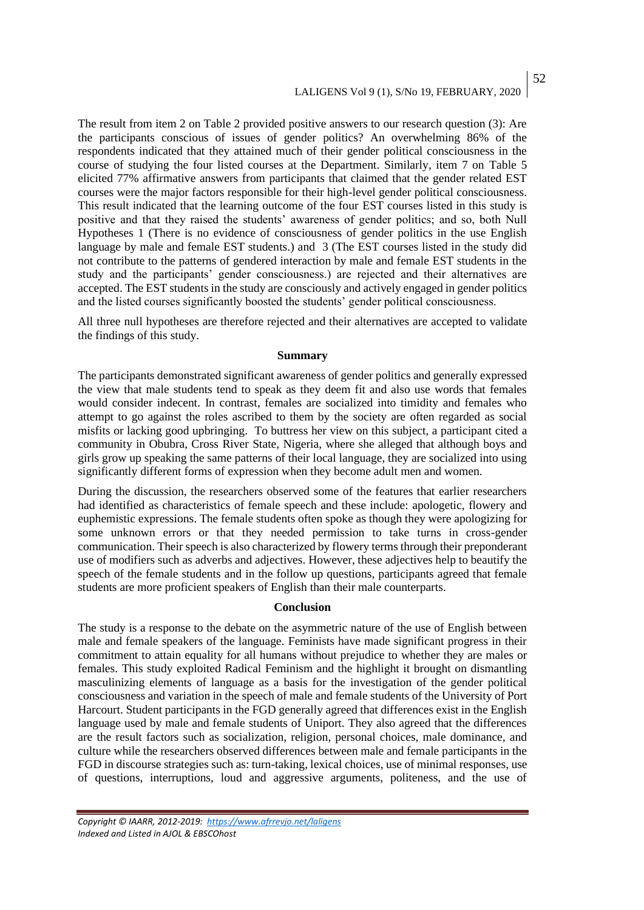The result from item 2 on Table 2 provided positive answers to our research question (3): Are the participants conscious of issues of gender politics? An overwhelming 86% of the respondents indicated that they attained much of their gender political consciousness in the course of studying the four listed courses at the Department. Similarly, item 7 on Table 5 elicited 77% affirmative answers from participants that claimed that the gender related EST courses were the major factors responsible for their high-level gender political consciousness. This result indicated that the learning outcome of the four EST courses listed in this study is positive and that they raised the students' awareness of gender politics; and so, both Null Hypotheses 1 (There is no evidence of consciousness of gender politics in the use English language by male and female EST students.) and 3 (The EST courses listed in the study did not contribute to the patterns of gendered interaction by male and female EST students in the study and the participants' gender consciousness.) are rejected and their alternatives are accepted. The EST students in the study are consciously and actively engaged in gender politics and the listed courses significantly boosted the students' gender political consciousness.

All three null hypotheses are therefore rejected and their alternatives are accepted to validate the findings of this study.

## Summary

The participants demonstrated significant awareness of gender politics and generally expressed the view that male students tend to speak as they deem fit and also use words that females would consider indecent. In contrast, females are socialized into timidity and females who attempt to go against the roles ascribed to them by the society are often regarded as social misfits or lacking good upbringing. To buttress her view on this subject, a participant cited a community in Obubra, Cross River State, Nigeria, where she alleged that although boys and girls grow up speaking the same patterns of their local language, they are socialized into using significantly different forms of expression when they become adult men and women.

During the discussion, the researchers observed some of the features that earlier researchers had identified as characteristics of female speech and these include: apologetic, flowery and euphemistic expressions. The female students often spoke as though they were apologizing for some unknown errors or that they needed permission to take turns in cross-gender communication. Their speech is also characterized by flowery terms through their preponderant use of modifiers such as adverbs and adjectives. However, these adjectives help to beautify the speech of the female students and in the follow up questions, participants agreed that female students are more proficient speakers of English than their male counterparts.

## Conclusion

The study is a response to the debate on the asymmetric nature of the use of English between male and female speakers of the language. Feminists have made significant progress in their commitment to attain equality for all humans without prejudice to whether they are males or females. This study exploited Radical Feminism and the highlight it brought on dismantling masculinizing elements of language as a basis for the investigation of the gender political consciousness and variation in the speech of male and female students of the University of Port Harcourt. Student participants in the FGD generally agreed that differences exist in the English language used by male and female students of Uniport. They also agreed that the differences are the result factors such as socialization, religion, personal choices, male dominance, and culture while the researchers observed differences between male and female participants in the FGD in discourse strategies such as: turn-taking, lexical choices, use of minimal responses, use of questions, interruptions, loud and aggressive arguments, politeness, and the use of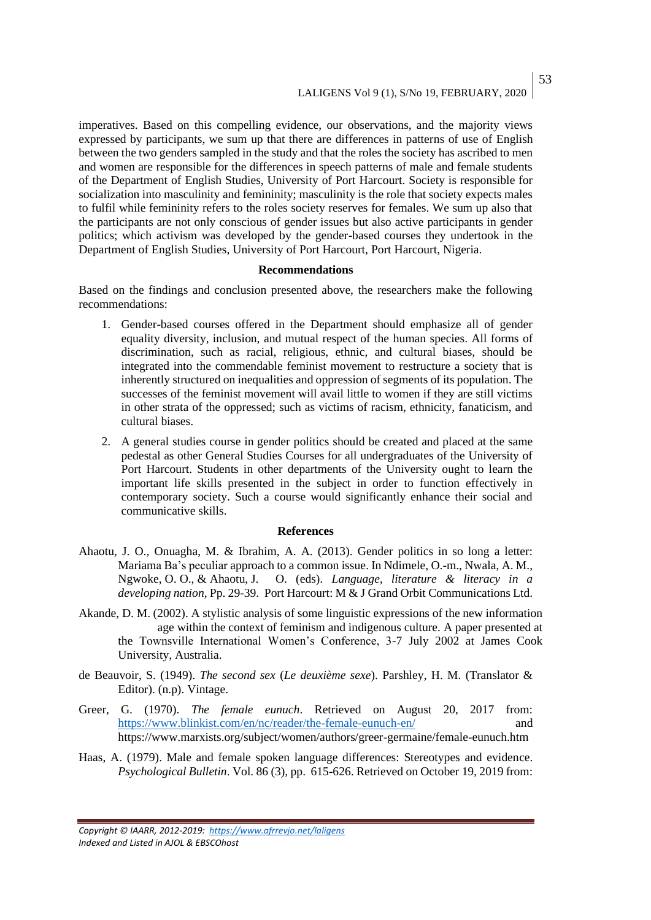imperatives. Based on this compelling evidence, our observations, and the majority views expressed by participants, we sum up that there are differences in patterns of use of English between the two genders sampled in the study and that the roles the society has ascribed to men and women are responsible for the differences in speech patterns of male and female students of the Department of English Studies, University of Port Harcourt. Society is responsible for socialization into masculinity and femininity; masculinity is the role that society expects males to fulfil while femininity refers to the roles society reserves for females. We sum up also that the participants are not only conscious of gender issues but also active participants in gender politics; which activism was developed by the gender-based courses they undertook in the Department of English Studies, University of Port Harcourt, Port Harcourt, Nigeria.

## Recommendations

Based on the findings and conclusion presented above, the researchers make the following recommendations:

1. Gender-based courses offered in the Department should emphasize all of gender equality diversity, inclusion, and mutual respect of the human species. All forms of discrimination, such as racial, religious, ethnic, and cultural biases, should be integrated into the commendable feminist movement to restructure a society that is inherently structured on inequalities and oppression of segments of its population. The successes of the feminist movement will avail little to women if they are still victims in other strata of the oppressed; such as victims of racism, ethnicity, fanaticism, and cultural biases.
2. A general studies course in gender politics should be created and placed at the same pedestal as other General Studies Courses for all undergraduates of the University of Port Harcourt. Students in other departments of the University ought to learn the important life skills presented in the subject in order to function effectively in contemporary society. Such a course would significantly enhance their social and communicative skills.

## References

Ahaotu, J. O., Onuagha, M. & Ibrahim, A. A. (2013). Gender politics in so long a letter: Mariama Ba's peculiar approach to a common issue. In Ndimele, O.-m., Nwala, A. M., Ngwoke, O. O., & Ahaotu, J. O. (eds). *Language, literature & literacy in a developing nation,* Pp. 29-39. Port Harcourt: M & J Grand Orbit Communications Ltd.

Akande, D. M. (2002). A stylistic analysis of some linguistic expressions of the new information age within the context of feminism and indigenous culture. A paper presented at the Townsville International Women's Conference, 3-7 July 2002 at James Cook University, Australia.

de Beauvoir, S. (1949). *The second sex* (*Le deuxième sexe*). Parshley, H. M. (Translator & Editor). (n.p). Vintage.

Greer, G. (1970). *The female eunuch*. Retrieved on August 20, 2017 from: https://www.blinkist.com/en/nc/reader/the-female-eunuch-en/ and https://www.marxists.org/subject/women/authors/greer-germaine/female-eunuch.htm

Haas, A. (1979). Male and female spoken language differences: Stereotypes and evidence. *Psychological Bulletin*. Vol. 86 (3), pp. 615-626. Retrieved on October 19, 2019 from: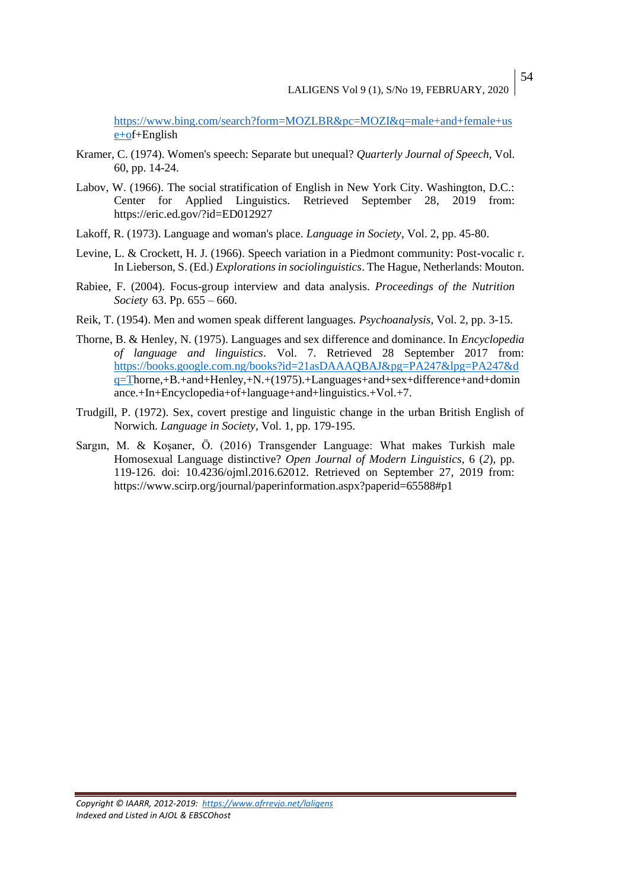https://www.bing.com/search?form=MOZLBR&pc=MOZI&q=male+and+female+use+of+English

Kramer, C. (1974). Women's speech: Separate but unequal? *Quarterly Journal of Speech*, Vol. 60, pp. 14-24.

Labov, W. (1966). The social stratification of English in New York City. Washington, D.C.: Center for Applied Linguistics. Retrieved September 28, 2019 from: https://eric.ed.gov/?id=ED012927

Lakoff, R. (1973). Language and woman's place. *Language in Society*, Vol. 2, pp. 45-80.

Levine, L. & Crockett, H. J. (1966). Speech variation in a Piedmont community: Post-vocalic r. In Lieberson, S. (Ed.) *Explorations in sociolinguistics*. The Hague, Netherlands: Mouton.

Rabiee, F. (2004). Focus-group interview and data analysis. *Proceedings of the Nutrition Society* 63. Pp. 655 – 660.

Reik, T. (1954). Men and women speak different languages. *Psychoanalysis*, Vol. 2, pp. 3-15.

Thorne, B. & Henley, N. (1975). Languages and sex difference and dominance. In *Encyclopedia of language and linguistics*. Vol. 7. Retrieved 28 September 2017 from: https://books.google.com.ng/books?id=21asDAAAQBAJ&pg=PA247&lpg=PA247&dq=Thorne,+B.+and+Henley,+N.+(1975).+Languages+and+sex+difference+and+dominance.+In+Encyclopedia+of+language+and+linguistics.+Vol.+7.

Trudgill, P. (1972). Sex, covert prestige and linguistic change in the urban British English of Norwich. *Language in Society*, Vol. 1, pp. 179-195.

Sargın, M. & Koşaner, Ö. (2016) Transgender Language: What makes Turkish male Homosexual Language distinctive? *Open Journal of Modern Linguistics*, 6 (*2*), pp. 119-126. doi: 10.4236/ojml.2016.62012. Retrieved on September 27, 2019 from: https://www.scirp.org/journal/paperinformation.aspx?paperid=65588#p1